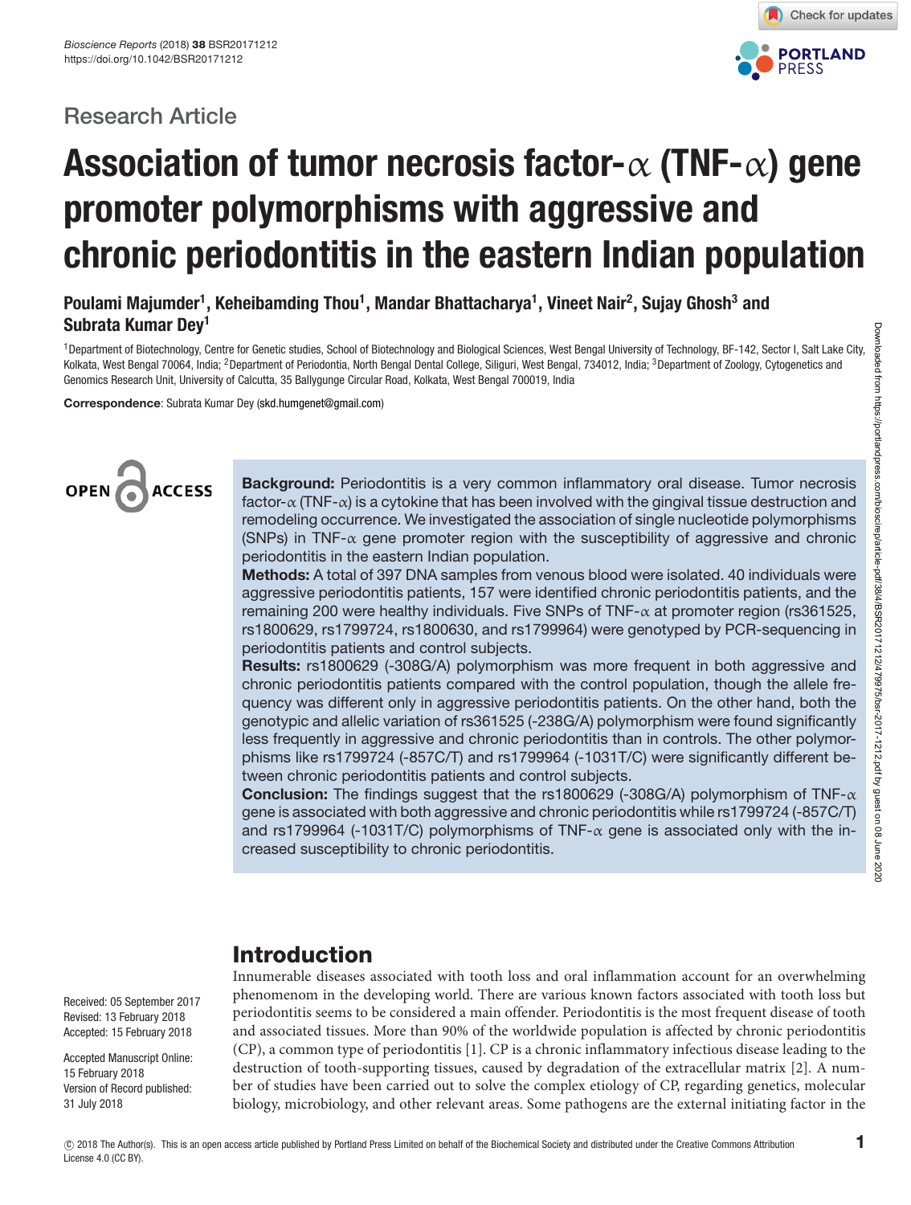Research Article

# Association of tumor necrosis factor-α (TNF-α) gene promoter polymorphisms with aggressive and chronic periodontitis in the eastern Indian population

**Poulami Majumder[1], Keheibamding Thou[1], Mandar Bhattacharya[1], Vineet Nair[2], Sujay Ghosh[3] and Subrata Kumar Dey[1]**

[1]Department of Biotechnology, Centre for Genetic studies, School of Biotechnology and Biological Sciences, West Bengal University of Technology, BF-142, Sector I, Salt Lake City, Kolkata, West Bengal 70064, India; [2]Department of Periodontia, North Bengal Dental College, Siliguri, West Bengal, 734012, India; [3]Department of Zoology, Cytogenetics and Genomics Research Unit, University of Calcutta, 35 Ballygunge Circular Road, Kolkata, West Bengal 700019, India

**Correspondence**: Subrata Kumar Dey (skd.humgenet@gmail.com)

**Background:** Periodontitis is a very common inflammatory oral disease. Tumor necrosis factor-α (TNF-α) is a cytokine that has been involved with the gingival tissue destruction and remodeling occurrence. We investigated the association of single nucleotide polymorphisms (SNPs) in TNF-α gene promoter region with the susceptibility of aggressive and chronic periodontitis in the eastern Indian population.

**Methods:** A total of 397 DNA samples from venous blood were isolated. 40 individuals were aggressive periodontitis patients, 157 were identified chronic periodontitis patients, and the remaining 200 were healthy individuals. Five SNPs of TNF-α at promoter region (rs361525, rs1800629, rs1799724, rs1800630, and rs1799964) were genotyped by PCR-sequencing in periodontitis patients and control subjects.

**Results:** rs1800629 (-308G/A) polymorphism was more frequent in both aggressive and chronic periodontitis patients compared with the control population, though the allele frequency was different only in aggressive periodontitis patients. On the other hand, both the genotypic and allelic variation of rs361525 (-238G/A) polymorphism were found significantly less frequently in aggressive and chronic periodontitis than in controls. The other polymorphisms like rs1799724 (-857C/T) and rs1799964 (-1031T/C) were significantly different between chronic periodontitis patients and control subjects.

**Conclusion:** The findings suggest that the rs1800629 (-308G/A) polymorphism of TNF-α gene is associated with both aggressive and chronic periodontitis while rs1799724 (-857C/T) and rs1799964 (-1031T/C) polymorphisms of TNF-α gene is associated only with the increased susceptibility to chronic periodontitis.

Received: 05 September 2017
Revised: 13 February 2018
Accepted: 15 February 2018

Accepted Manuscript Online: 15 February 2018
Version of Record published: 31 July 2018

## Introduction

Innumerable diseases associated with tooth loss and oral inflammation account for an overwhelming phenomenom in the developing world. There are various known factors associated with tooth loss but periodontitis seems to be considered a main offender. Periodontitis is the most frequent disease of tooth and associated tissues. More than 90% of the worldwide population is affected by chronic periodontitis (CP), a common type of periodontitis [1]. CP is a chronic inflammatory infectious disease leading to the destruction of tooth-supporting tissues, caused by degradation of the extracellular matrix [2]. A number of studies have been carried out to solve the complex etiology of CP, regarding genetics, molecular biology, microbiology, and other relevant areas. Some pathogens are the external initiating factor in the

© 2018 The Author(s). This is an open access article published by Portland Press Limited on behalf of the Biochemical Society and distributed under the Creative Commons Attribution License 4.0 (CC BY).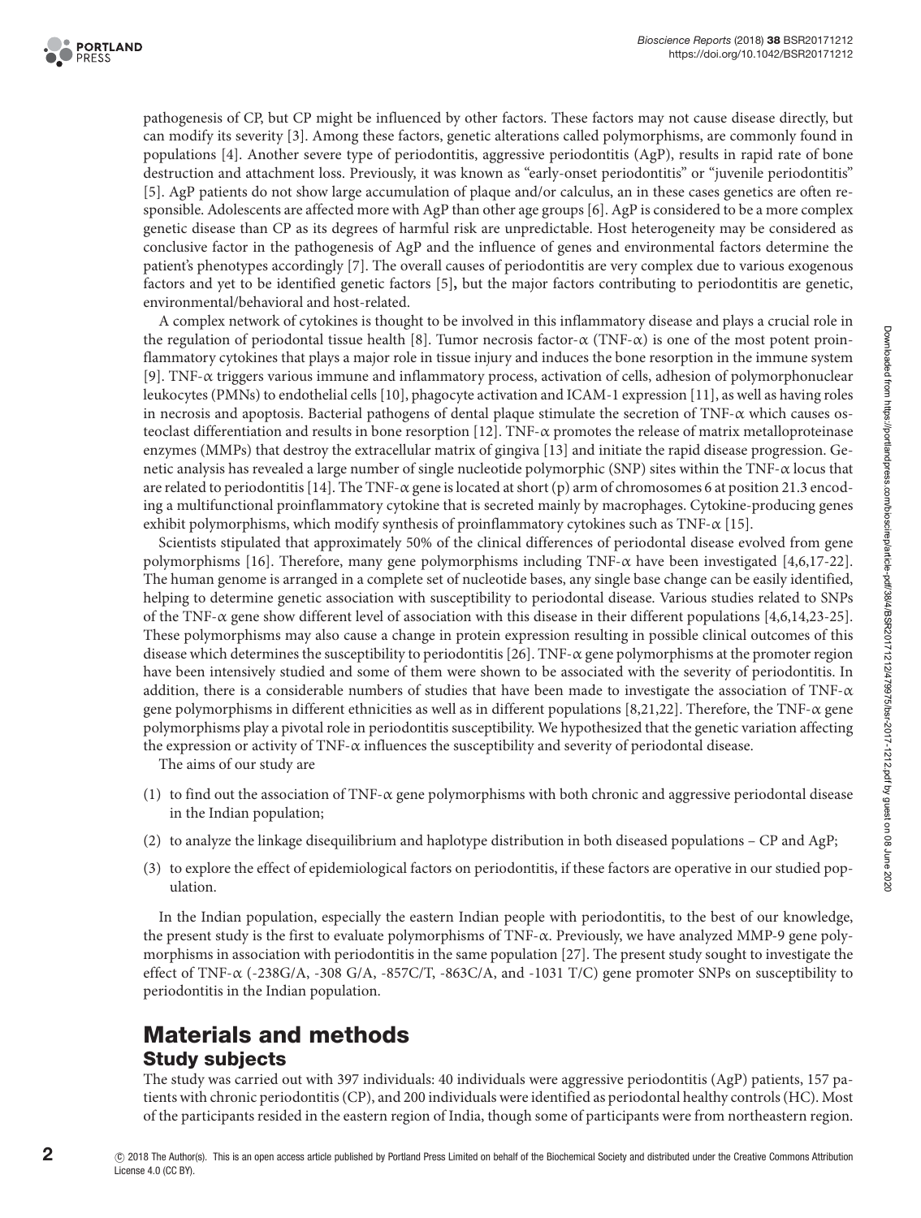pathogenesis of CP, but CP might be influenced by other factors. These factors may not cause disease directly, but can modify its severity [3]. Among these factors, genetic alterations called polymorphisms, are commonly found in populations [4]. Another severe type of periodontitis, aggressive periodontitis (AgP), results in rapid rate of bone destruction and attachment loss. Previously, it was known as "early-onset periodontitis" or "juvenile periodontitis" [5]. AgP patients do not show large accumulation of plaque and/or calculus, an in these cases genetics are often responsible. Adolescents are affected more with AgP than other age groups [6]. AgP is considered to be a more complex genetic disease than CP as its degrees of harmful risk are unpredictable. Host heterogeneity may be considered as conclusive factor in the pathogenesis of AgP and the influence of genes and environmental factors determine the patient's phenotypes accordingly [7]. The overall causes of periodontitis are very complex due to various exogenous factors and yet to be identified genetic factors [5], but the major factors contributing to periodontitis are genetic, environmental/behavioral and host-related.

A complex network of cytokines is thought to be involved in this inflammatory disease and plays a crucial role in the regulation of periodontal tissue health [8]. Tumor necrosis factor-α (TNF-α) is one of the most potent proinflammatory cytokines that plays a major role in tissue injury and induces the bone resorption in the immune system [9]. TNF-α triggers various immune and inflammatory process, activation of cells, adhesion of polymorphonuclear leukocytes (PMNs) to endothelial cells [10], phagocyte activation and ICAM-1 expression [11], as well as having roles in necrosis and apoptosis. Bacterial pathogens of dental plaque stimulate the secretion of TNF-α which causes osteoclast differentiation and results in bone resorption [12]. TNF-α promotes the release of matrix metalloproteinase enzymes (MMPs) that destroy the extracellular matrix of gingiva [13] and initiate the rapid disease progression. Genetic analysis has revealed a large number of single nucleotide polymorphic (SNP) sites within the TNF-α locus that are related to periodontitis [14]. The TNF-α gene is located at short (p) arm of chromosomes 6 at position 21.3 encoding a multifunctional proinflammatory cytokine that is secreted mainly by macrophages. Cytokine-producing genes exhibit polymorphisms, which modify synthesis of proinflammatory cytokines such as TNF-α [15].

Scientists stipulated that approximately 50% of the clinical differences of periodontal disease evolved from gene polymorphisms [16]. Therefore, many gene polymorphisms including TNF-α have been investigated [4,6,17-22]. The human genome is arranged in a complete set of nucleotide bases, any single base change can be easily identified, helping to determine genetic association with susceptibility to periodontal disease. Various studies related to SNPs of the TNF-α gene show different level of association with this disease in their different populations [4,6,14,23-25]. These polymorphisms may also cause a change in protein expression resulting in possible clinical outcomes of this disease which determines the susceptibility to periodontitis [26]. TNF-α gene polymorphisms at the promoter region have been intensively studied and some of them were shown to be associated with the severity of periodontitis. In addition, there is a considerable numbers of studies that have been made to investigate the association of TNF-α gene polymorphisms in different ethnicities as well as in different populations [8,21,22]. Therefore, the TNF-α gene polymorphisms play a pivotal role in periodontitis susceptibility. We hypothesized that the genetic variation affecting the expression or activity of TNF-α influences the susceptibility and severity of periodontal disease.

The aims of our study are

(1) to find out the association of TNF-α gene polymorphisms with both chronic and aggressive periodontal disease in the Indian population;

(2) to analyze the linkage disequilibrium and haplotype distribution in both diseased populations – CP and AgP;

(3) to explore the effect of epidemiological factors on periodontitis, if these factors are operative in our studied population.

In the Indian population, especially the eastern Indian people with periodontitis, to the best of our knowledge, the present study is the first to evaluate polymorphisms of TNF-α. Previously, we have analyzed MMP-9 gene polymorphisms in association with periodontitis in the same population [27]. The present study sought to investigate the effect of TNF-α (-238G/A, -308 G/A, -857C/T, -863C/A, and -1031 T/C) gene promoter SNPs on susceptibility to periodontitis in the Indian population.

# Materials and methods

## Study subjects

The study was carried out with 397 individuals: 40 individuals were aggressive periodontitis (AgP) patients, 157 patients with chronic periodontitis (CP), and 200 individuals were identified as periodontal healthy controls (HC). Most of the participants resided in the eastern region of India, though some of participants were from northeastern region.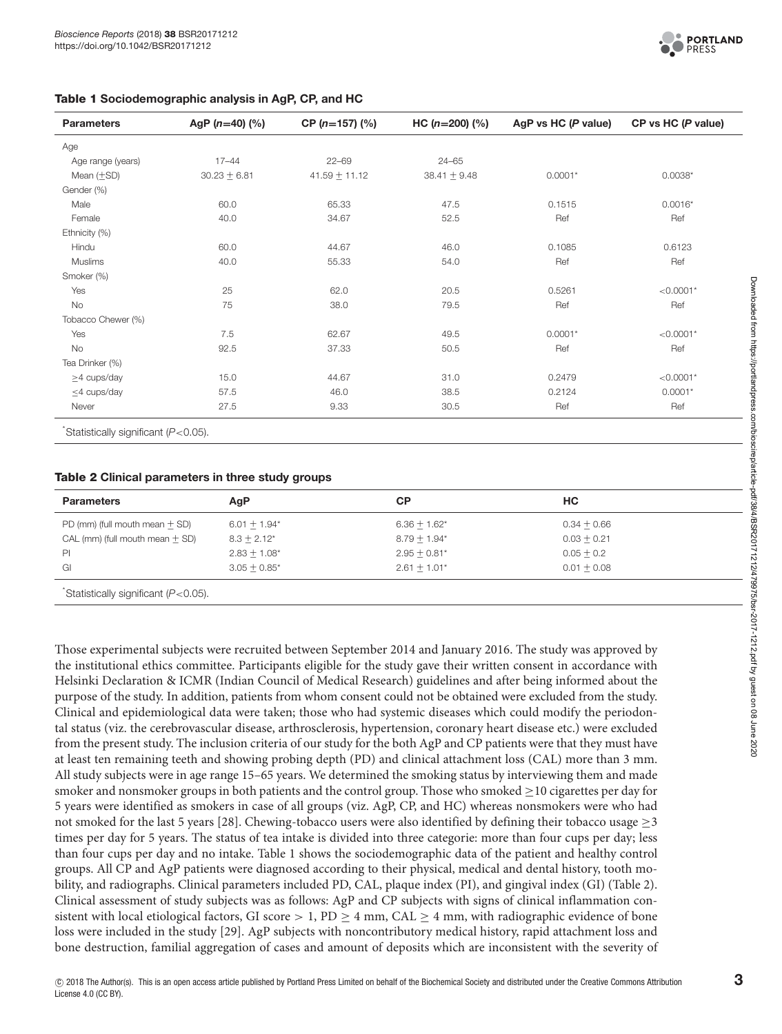**Table 1 Sociodemographic analysis in AgP, CP, and HC**

| Parameters | AgP ($n$=40) (%) | CP ($n$=157) (%) | HC ($n$=200) (%) | AgP vs HC ($P$ value) | CP vs HC ($P$ value) |
|---|---|---|---|---|---|
| Age | | | | | |
| Age range (years) | 17–44 | 22–69 | 24–65 | | |
| Mean (±SD) | 30.23 ± 6.81 | 41.59 ± 11.12 | 38.41 ± 9.48 | 0.0001* | 0.0038* |
| Gender (%) | | | | | |
| Male | 60.0 | 65.33 | 47.5 | 0.1515 | 0.0016* |
| Female | 40.0 | 34.67 | 52.5 | Ref | Ref |
| Ethnicity (%) | | | | | |
| Hindu | 60.0 | 44.67 | 46.0 | 0.1085 | 0.6123 |
| Muslims | 40.0 | 55.33 | 54.0 | Ref | Ref |
| Smoker (%) | | | | | |
| Yes | 25 | 62.0 | 20.5 | 0.5261 | <0.0001* |
| No | 75 | 38.0 | 79.5 | Ref | Ref |
| Tobacco Chewer (%) | | | | | |
| Yes | 7.5 | 62.67 | 49.5 | 0.0001* | <0.0001* |
| No | 92.5 | 37.33 | 50.5 | Ref | Ref |
| Tea Drinker (%) | | | | | |
| ≥4 cups/day | 15.0 | 44.67 | 31.0 | 0.2479 | <0.0001* |
| ≤4 cups/day | 57.5 | 46.0 | 38.5 | 0.2124 | 0.0001* |
| Never | 27.5 | 9.33 | 30.5 | Ref | Ref |

*Statistically significant ($P$<0.05).

**Table 2 Clinical parameters in three study groups**

| Parameters | AgP | CP | HC |
|---|---|---|---|
| PD (mm) (full mouth mean ± SD) | 6.01 ± 1.94* | 6.36 ± 1.62* | 0.34 ± 0.66 |
| CAL (mm) (full mouth mean ± SD) | 8.3 ± 2.12* | 8.79 ± 1.94* | 0.03 ± 0.21 |
| PI | 2.83 ± 1.08* | 2.95 ± 0.81* | 0.05 ± 0.2 |
| GI | 3.05 ± 0.85* | 2.61 ± 1.01* | 0.01 ± 0.08 |

*Statistically significant ($P$<0.05).

Those experimental subjects were recruited between September 2014 and January 2016. The study was approved by the institutional ethics committee. Participants eligible for the study gave their written consent in accordance with Helsinki Declaration & ICMR (Indian Council of Medical Research) guidelines and after being informed about the purpose of the study. In addition, patients from whom consent could not be obtained were excluded from the study. Clinical and epidemiological data were taken; those who had systemic diseases which could modify the periodontal status (viz. the cerebrovascular disease, arthrosclerosis, hypertension, coronary heart disease etc.) were excluded from the present study. The inclusion criteria of our study for the both AgP and CP patients were that they must have at least ten remaining teeth and showing probing depth (PD) and clinical attachment loss (CAL) more than 3 mm. All study subjects were in age range 15–65 years. We determined the smoking status by interviewing them and made smoker and nonsmoker groups in both patients and the control group. Those who smoked ≥10 cigarettes per day for 5 years were identified as smokers in case of all groups (viz. AgP, CP, and HC) whereas nonsmokers were who had not smoked for the last 5 years [28]. Chewing-tobacco users were also identified by defining their tobacco usage ≥3 times per day for 5 years. The status of tea intake is divided into three categorie: more than four cups per day; less than four cups per day and no intake. Table 1 shows the sociodemographic data of the patient and healthy control groups. All CP and AgP patients were diagnosed according to their physical, medical and dental history, tooth mobility, and radiographs. Clinical parameters included PD, CAL, plaque index (PI), and gingival index (GI) (Table 2). Clinical assessment of study subjects was as follows: AgP and CP subjects with signs of clinical inflammation consistent with local etiological factors, GI score > 1, PD ≥ 4 mm, CAL ≥ 4 mm, with radiographic evidence of bone loss were included in the study [29]. AgP subjects with noncontributory medical history, rapid attachment loss and bone destruction, familial aggregation of cases and amount of deposits which are inconsistent with the severity of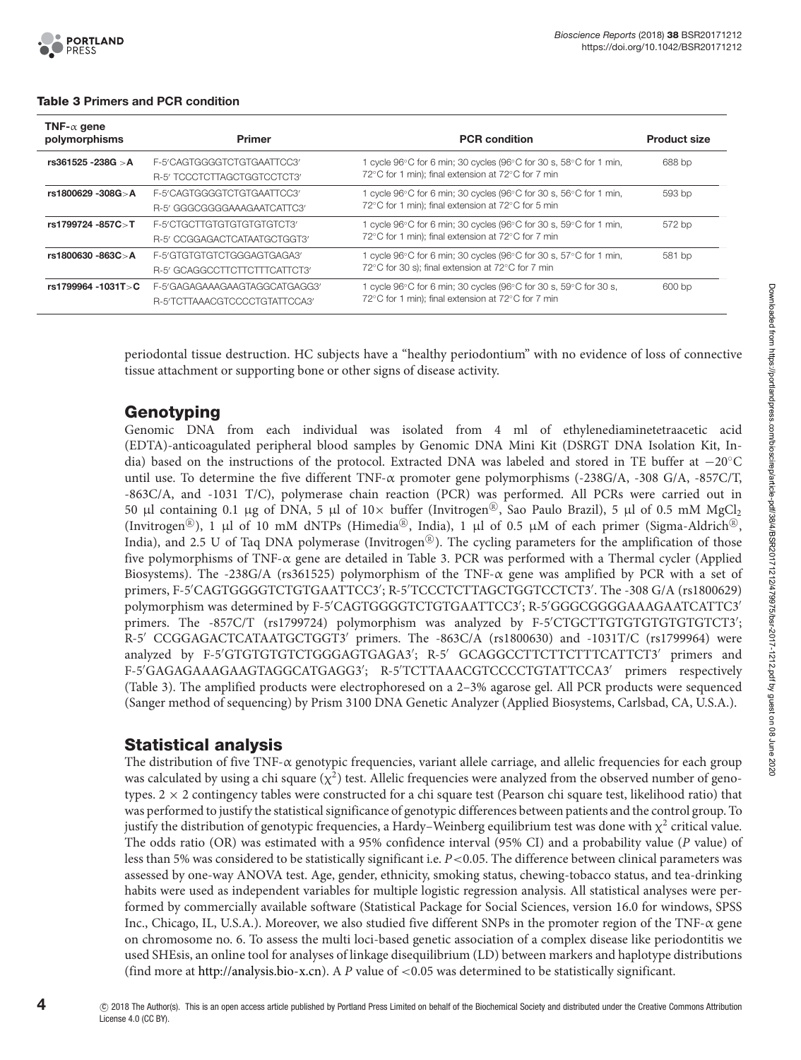**Table 3 Primers and PCR condition**

| TNF-α gene polymorphisms | Primer | PCR condition | Product size |
|---|---|---|---|
| **rs361525 -238G >A** | F-5′CAGTGGGGTCTGTGAATTCC3′<br>R-5′ TCCCTCTTAGCTGGTCCTCT3′ | 1 cycle 96°C for 6 min; 30 cycles (96°C for 30 s, 58°C for 1 min, 72°C for 1 min); final extension at 72°C for 7 min | 688 bp |
| **rs1800629 -308G>A** | F-5′CAGTGGGGTCTGTGAATTCC3′<br>R-5′ GGGCGGGGAAAGAATCATTC3′ | 1 cycle 96°C for 6 min; 30 cycles (96°C for 30 s, 56°C for 1 min, 72°C for 1 min); final extension at 72°C for 5 min | 593 bp |
| **rs1799724 -857C>T** | F-5′CTGCTTGTGTGTGTGTGTCT3′<br>R-5′ CCGGAGACTCATAATGCTGGT3′ | 1 cycle 96°C for 6 min; 30 cycles (96°C for 30 s, 59°C for 1 min, 72°C for 1 min); final extension at 72°C for 7 min | 572 bp |
| **rs1800630 -863C>A** | F-5′GTGTGTGTCTGGGAGTGAGA3′<br>R-5′ GCAGGCCTTCTTCTTTCATTCT3′ | 1 cycle 96°C for 6 min; 30 cycles (96°C for 30 s, 57°C for 1 min, 72°C for 30 s); final extension at 72°C for 7 min | 581 bp |
| **rs1799964 -1031T>C** | F-5′GAGAGAAAGAAGTAGGCATGAGG3′<br>R-5′TCTTAAACGTCCCCTGTATTCCA3′ | 1 cycle 96°C for 6 min; 30 cycles (96°C for 30 s, 59°C for 30 s, 72°C for 1 min); final extension at 72°C for 7 min | 600 bp |

periodontal tissue destruction. HC subjects have a "healthy periodontium" with no evidence of loss of connective tissue attachment or supporting bone or other signs of disease activity.

## Genotyping

Genomic DNA from each individual was isolated from 4 ml of ethylenediaminetetraacetic acid (EDTA)-anticoagulated peripheral blood samples by Genomic DNA Mini Kit (DSRGT DNA Isolation Kit, India) based on the instructions of the protocol. Extracted DNA was labeled and stored in TE buffer at −20°C until use. To determine the five different TNF-α promoter gene polymorphisms (-238G/A, -308 G/A, -857C/T, -863C/A, and -1031 T/C), polymerase chain reaction (PCR) was performed. All PCRs were carried out in 50 μl containing 0.1 μg of DNA, 5 μl of 10× buffer (Invitrogen®, Sao Paulo Brazil), 5 μl of 0.5 mM $MgCl_2$ (Invitrogen®), 1 μl of 10 mM dNTPs (Himedia®, India), 1 μl of 0.5 μM of each primer (Sigma-Aldrich®, India), and 2.5 U of Taq DNA polymerase (Invitrogen®). The cycling parameters for the amplification of those five polymorphisms of TNF-α gene are detailed in Table 3. PCR was performed with a Thermal cycler (Applied Biosystems). The -238G/A (rs361525) polymorphism of the TNF-α gene was amplified by PCR with a set of primers, F-5′CAGTGGGGTCTGTGAATTCC3′; R-5′TCCCTCTTAGCTGGTCCTCT3′. The -308 G/A (rs1800629) polymorphism was determined by F-5′CAGTGGGGTCTGTGAATTCC3′; R-5′GGGCGGGGAAAGAATCATTC3′ primers. The -857C/T (rs1799724) polymorphism was analyzed by F-5′CTGCTTGTGTGTGTGTGTCT3′; R-5′ CCGGAGACTCATAATGCTGGT3′ primers. The -863C/A (rs1800630) and -1031T/C (rs1799964) were analyzed by F-5′GTGTGTGTCTGGGAGTGAGA3′; R-5′ GCAGGCCTTCTTCTTTCATTCT3′ primers and F-5′GAGAGAAAGAAGTAGGCATGAGG3′; R-5′TCTTAAACGTCCCCTGTATTCCA3′ primers respectively (Table 3). The amplified products were electrophoresed on a 2–3% agarose gel. All PCR products were sequenced (Sanger method of sequencing) by Prism 3100 DNA Genetic Analyzer (Applied Biosystems, Carlsbad, CA, U.S.A.).

## Statistical analysis

The distribution of five TNF-α genotypic frequencies, variant allele carriage, and allelic frequencies for each group was calculated by using a chi square ($\chi^2$) test. Allelic frequencies were analyzed from the observed number of genotypes. 2 × 2 contingency tables were constructed for a chi square test (Pearson chi square test, likelihood ratio) that was performed to justify the statistical significance of genotypic differences between patients and the control group. To justify the distribution of genotypic frequencies, a Hardy–Weinberg equilibrium test was done with $\chi^2$ critical value. The odds ratio (OR) was estimated with a 95% confidence interval (95% CI) and a probability value (*P* value) of less than 5% was considered to be statistically significant i.e. $P<0.05$. The difference between clinical parameters was assessed by one-way ANOVA test. Age, gender, ethnicity, smoking status, chewing-tobacco status, and tea-drinking habits were used as independent variables for multiple logistic regression analysis. All statistical analyses were performed by commercially available software (Statistical Package for Social Sciences, version 16.0 for windows, SPSS Inc., Chicago, IL, U.S.A.). Moreover, we also studied five different SNPs in the promoter region of the TNF-α gene on chromosome no. 6. To assess the multi loci-based genetic association of a complex disease like periodontitis we used SHEsis, an online tool for analyses of linkage disequilibrium (LD) between markers and haplotype distributions (find more at http://analysis.bio-x.cn). A *P* value of <0.05 was determined to be statistically significant.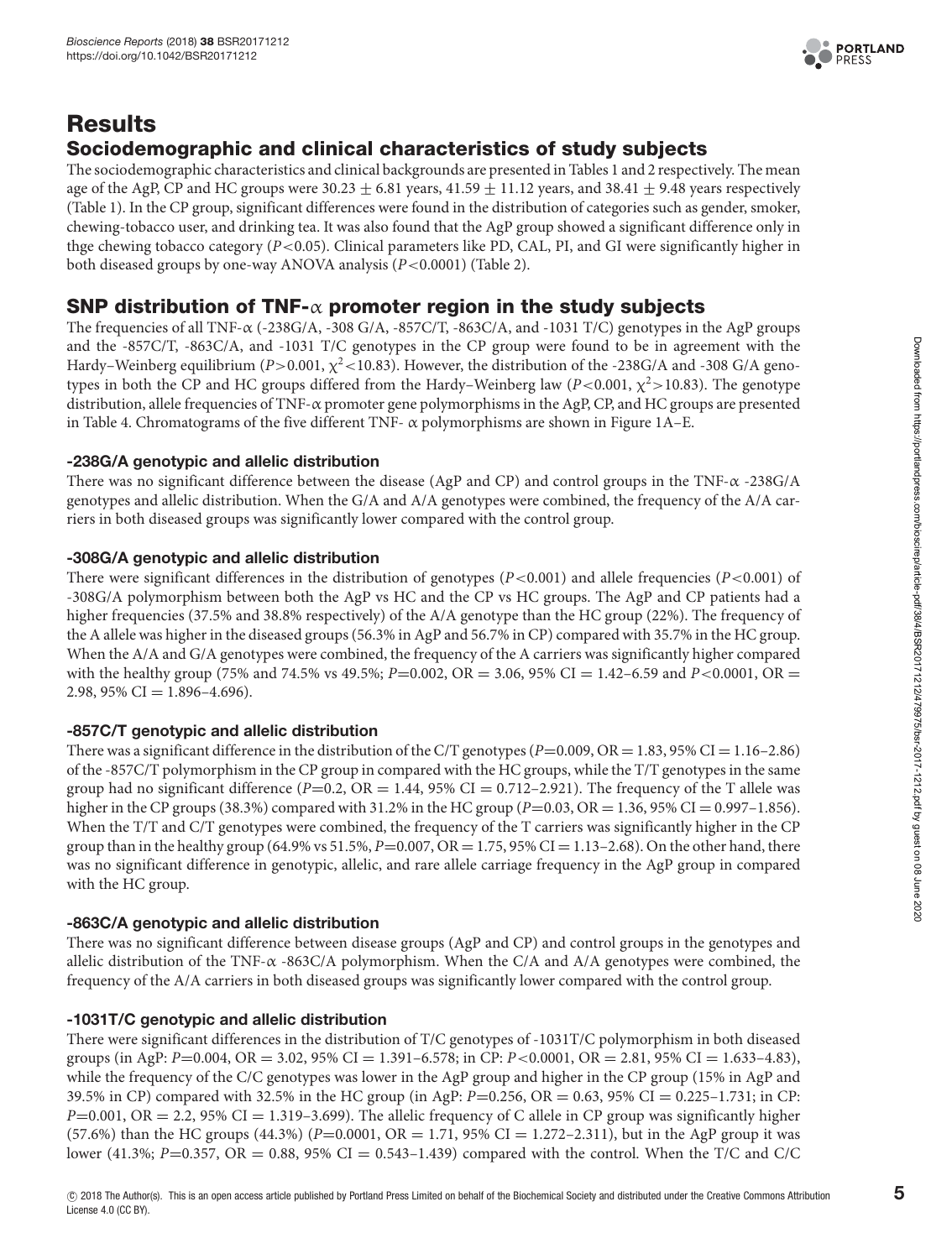# Results

## Sociodemographic and clinical characteristics of study subjects

The sociodemographic characteristics and clinical backgrounds are presented in Tables 1 and 2 respectively. The mean age of the AgP, CP and HC groups were 30.23 ± 6.81 years, 41.59 ± 11.12 years, and 38.41 ± 9.48 years respectively (Table 1). In the CP group, significant differences were found in the distribution of categories such as gender, smoker, chewing-tobacco user, and drinking tea. It was also found that the AgP group showed a significant difference only in thge chewing tobacco category ($P<0.05$). Clinical parameters like PD, CAL, PI, and GI were significantly higher in both diseased groups by one-way ANOVA analysis ($P<0.0001$) (Table 2).

## SNP distribution of TNF-$\alpha$ promoter region in the study subjects

The frequencies of all TNF-$\alpha$ (-238G/A, -308 G/A, -857C/T, -863C/A, and -1031 T/C) genotypes in the AgP groups and the -857C/T, -863C/A, and -1031 T/C genotypes in the CP group were found to be in agreement with the Hardy–Weinberg equilibrium ($P>0.001$, $\chi^2<10.83$). However, the distribution of the -238G/A and -308 G/A genotypes in both the CP and HC groups differed from the Hardy–Weinberg law ($P<0.001$, $\chi^2>10.83$). The genotype distribution, allele frequencies of TNF-$\alpha$ promoter gene polymorphisms in the AgP, CP, and HC groups are presented in Table 4. Chromatograms of the five different TNF- $\alpha$ polymorphisms are shown in Figure 1A–E.

### -238G/A genotypic and allelic distribution

There was no significant difference between the disease (AgP and CP) and control groups in the TNF-$\alpha$ -238G/A genotypes and allelic distribution. When the G/A and A/A genotypes were combined, the frequency of the A/A carriers in both diseased groups was significantly lower compared with the control group.

### -308G/A genotypic and allelic distribution

There were significant differences in the distribution of genotypes ($P<0.001$) and allele frequencies ($P<0.001$) of -308G/A polymorphism between both the AgP vs HC and the CP vs HC groups. The AgP and CP patients had a higher frequencies (37.5% and 38.8% respectively) of the A/A genotype than the HC group (22%). The frequency of the A allele was higher in the diseased groups (56.3% in AgP and 56.7% in CP) compared with 35.7% in the HC group. When the A/A and G/A genotypes were combined, the frequency of the A carriers was significantly higher compared with the healthy group (75% and 74.5% vs 49.5%; $P=0.002$, OR = 3.06, 95% CI = 1.42–6.59 and $P<0.0001$, OR = 2.98, 95% CI = 1.896–4.696).

### -857C/T genotypic and allelic distribution

There was a significant difference in the distribution of the C/T genotypes ($P=0.009$, OR = 1.83, 95% CI = 1.16–2.86) of the -857C/T polymorphism in the CP group in compared with the HC groups, while the T/T genotypes in the same group had no significant difference ($P=0.2$, OR = 1.44, 95% CI = 0.712–2.921). The frequency of the T allele was higher in the CP groups (38.3%) compared with 31.2% in the HC group ($P=0.03$, OR = 1.36, 95% CI = 0.997–1.856). When the T/T and C/T genotypes were combined, the frequency of the T carriers was significantly higher in the CP group than in the healthy group (64.9% vs 51.5%, $P=0.007$, OR = 1.75, 95% CI = 1.13–2.68). On the other hand, there was no significant difference in genotypic, allelic, and rare allele carriage frequency in the AgP group in compared with the HC group.

### -863C/A genotypic and allelic distribution

There was no significant difference between disease groups (AgP and CP) and control groups in the genotypes and allelic distribution of the TNF-$\alpha$ -863C/A polymorphism. When the C/A and A/A genotypes were combined, the frequency of the A/A carriers in both diseased groups was significantly lower compared with the control group.

### -1031T/C genotypic and allelic distribution

There were significant differences in the distribution of T/C genotypes of -1031T/C polymorphism in both diseased groups (in AgP: $P=0.004$, OR = 3.02, 95% CI = 1.391–6.578; in CP: $P<0.0001$, OR = 2.81, 95% CI = 1.633–4.83), while the frequency of the C/C genotypes was lower in the AgP group and higher in the CP group (15% in AgP and 39.5% in CP) compared with 32.5% in the HC group (in AgP: $P=0.256$, OR = 0.63, 95% CI = 0.225–1.731; in CP: $P=0.001$, OR = 2.2, 95% CI = 1.319–3.699). The allelic frequency of C allele in CP group was significantly higher (57.6%) than the HC groups (44.3%) ($P=0.0001$, OR = 1.71, 95% CI = 1.272–2.311), but in the AgP group it was lower (41.3%; $P=0.357$, OR = 0.88, 95% CI = 0.543–1.439) compared with the control. When the T/C and C/C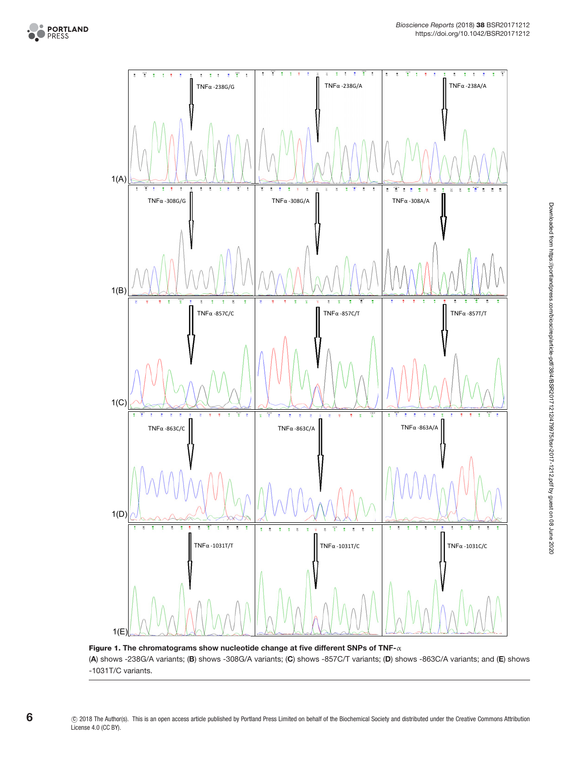**Figure 1. The chromatograms show nucleotide change at five different SNPs of TNF-α**

(**A**) shows -238G/A variants; (**B**) shows -308G/A variants; (**C**) shows -857C/T variants; (**D**) shows -863C/A variants; and (**E**) shows -1031T/C variants.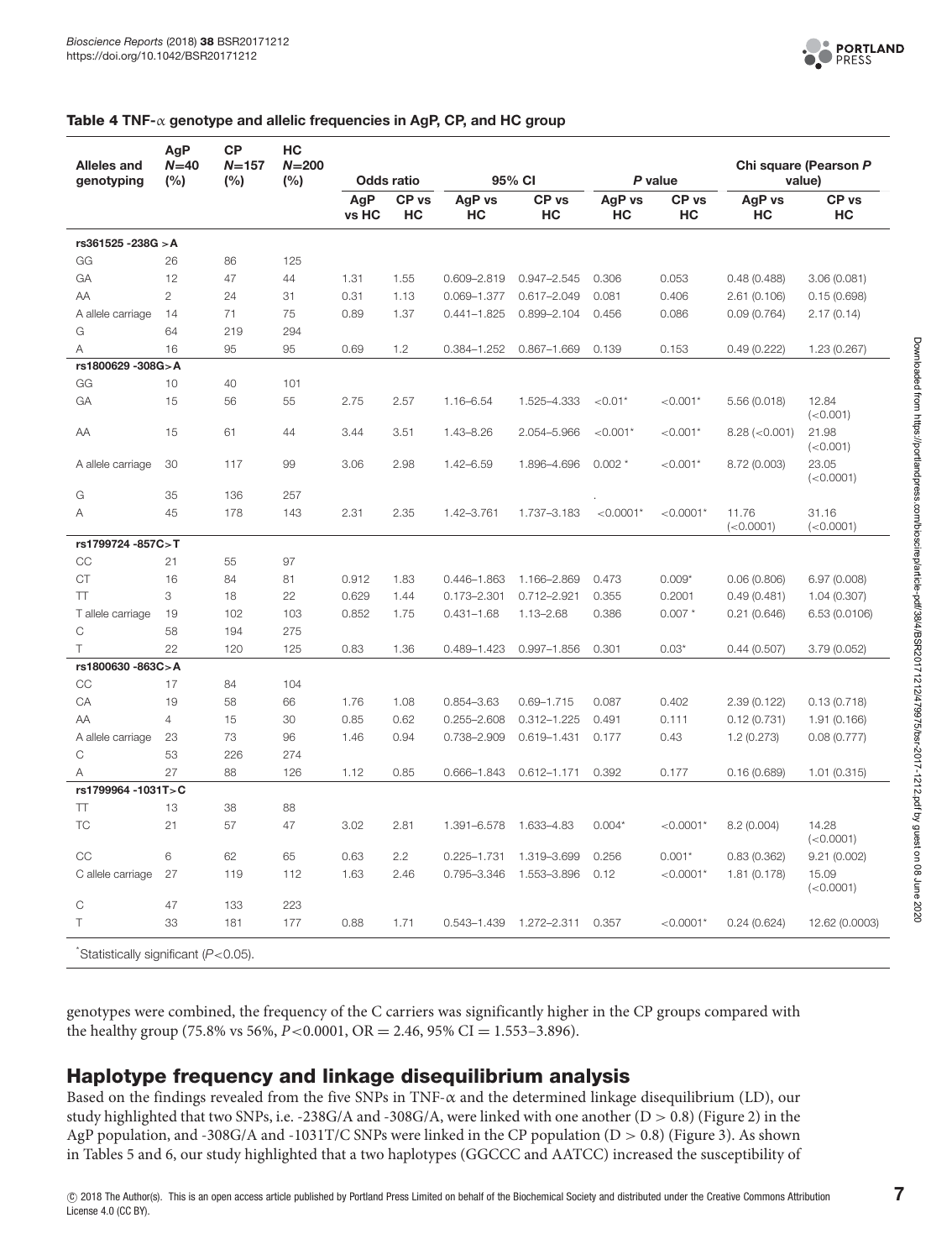**Table 4 TNF-α genotype and allelic frequencies in AgP, CP, and HC group**

| Alleles and genotyping | AgP N=40 (%) | CP N=157 (%) | HC N=200 (%) | Odds ratio | | 95% CI | | P value | | Chi square (Pearson P value) | |
|---|---|---|---|---|---|---|---|---|---|---|---|
| | | | | AgP vs HC | CP vs HC | AgP vs HC | CP vs HC | AgP vs HC | CP vs HC | AgP vs HC | CP vs HC |
| **rs361525 -238G >A** | | | | | | | | | | | |
| GG | 26 | 86 | 125 | | | | | | | | |
| GA | 12 | 47 | 44 | 1.31 | 1.55 | 0.609–2.819 | 0.947–2.545 | 0.306 | 0.053 | 0.48 (0.488) | 3.06 (0.081) |
| AA | 2 | 24 | 31 | 0.31 | 1.13 | 0.069–1.377 | 0.617–2.049 | 0.081 | 0.406 | 2.61 (0.106) | 0.15 (0.698) |
| A allele carriage | 14 | 71 | 75 | 0.89 | 1.37 | 0.441–1.825 | 0.899–2.104 | 0.456 | 0.086 | 0.09 (0.764) | 2.17 (0.14) |
| G | 64 | 219 | 294 | | | | | | | | |
| A | 16 | 95 | 95 | 0.69 | 1.2 | 0.384–1.252 | 0.867–1.669 | 0.139 | 0.153 | 0.49 (0.222) | 1.23 (0.267) |
| **rs1800629 -308G>A** | | | | | | | | | | | |
| GG | 10 | 40 | 101 | | | | | | | | |
| GA | 15 | 56 | 55 | 2.75 | 2.57 | 1.16–6.54 | 1.525–4.333 | <0.01* | <0.001* | 5.56 (0.018) | 12.84 (<0.001) |
| AA | 15 | 61 | 44 | 3.44 | 3.51 | 1.43–8.26 | 2.054–5.966 | <0.001* | <0.001* | 8.28 (<0.001) | 21.98 (<0.001) |
| A allele carriage | 30 | 117 | 99 | 3.06 | 2.98 | 1.42–6.59 | 1.896–4.696 | 0.002 * | <0.001* | 8.72 (0.003) | 23.05 (<0.0001) |
| G | 35 | 136 | 257 | | | | | | | | |
| A | 45 | 178 | 143 | 2.31 | 2.35 | 1.42–3.761 | 1.737–3.183 | <0.0001* | <0.0001* | 11.76 (<0.0001) | 31.16 (<0.0001) |
| **rs1799724 -857C>T** | | | | | | | | | | | |
| CC | 21 | 55 | 97 | | | | | | | | |
| CT | 16 | 84 | 81 | 0.912 | 1.83 | 0.446–1.863 | 1.166–2.869 | 0.473 | 0.009* | 0.06 (0.806) | 6.97 (0.008) |
| TT | 3 | 18 | 22 | 0.629 | 1.44 | 0.173–2.301 | 0.712–2.921 | 0.355 | 0.2001 | 0.49 (0.481) | 1.04 (0.307) |
| T allele carriage | 19 | 102 | 103 | 0.852 | 1.75 | 0.431–1.68 | 1.13–2.68 | 0.386 | 0.007 * | 0.21 (0.646) | 6.53 (0.0106) |
| C | 58 | 194 | 275 | | | | | | | | |
| T | 22 | 120 | 125 | 0.83 | 1.36 | 0.489–1.423 | 0.997–1.856 | 0.301 | 0.03* | 0.44 (0.507) | 3.79 (0.052) |
| **rs1800630 -863C>A** | | | | | | | | | | | |
| CC | 17 | 84 | 104 | | | | | | | | |
| CA | 19 | 58 | 66 | 1.76 | 1.08 | 0.854–3.63 | 0.69–1.715 | 0.087 | 0.402 | 2.39 (0.122) | 0.13 (0.718) |
| AA | 4 | 15 | 30 | 0.85 | 0.62 | 0.255–2.608 | 0.312–1.225 | 0.491 | 0.111 | 0.12 (0.731) | 1.91 (0.166) |
| A allele carriage | 23 | 73 | 96 | 1.46 | 0.94 | 0.738–2.909 | 0.619–1.431 | 0.177 | 0.43 | 1.2 (0.273) | 0.08 (0.777) |
| C | 53 | 226 | 274 | | | | | | | | |
| A | 27 | 88 | 126 | 1.12 | 0.85 | 0.666–1.843 | 0.612–1.171 | 0.392 | 0.177 | 0.16 (0.689) | 1.01 (0.315) |
| **rs1799964 -1031T>C** | | | | | | | | | | | |
| TT | 13 | 38 | 88 | | | | | | | | |
| TC | 21 | 57 | 47 | 3.02 | 2.81 | 1.391–6.578 | 1.633–4.83 | 0.004* | <0.0001* | 8.2 (0.004) | 14.28 (<0.0001) |
| CC | 6 | 62 | 65 | 0.63 | 2.2 | 0.225–1.731 | 1.319–3.699 | 0.256 | 0.001* | 0.83 (0.362) | 9.21 (0.002) |
| C allele carriage | 27 | 119 | 112 | 1.63 | 2.46 | 0.795–3.346 | 1.553–3.896 | 0.12 | <0.0001* | 1.81 (0.178) | 15.09 (<0.0001) |
| C | 47 | 133 | 223 | | | | | | | | |
| T | 33 | 181 | 177 | 0.88 | 1.71 | 0.543–1.439 | 1.272–2.311 | 0.357 | <0.0001* | 0.24 (0.624) | 12.62 (0.0003) |

*Statistically significant ($P<0.05$).

genotypes were combined, the frequency of the C carriers was significantly higher in the CP groups compared with the healthy group (75.8% vs 56%, $P<0.0001$, OR = 2.46, 95% CI = 1.553–3.896).

## Haplotype frequency and linkage disequilibrium analysis

Based on the findings revealed from the five SNPs in TNF-α and the determined linkage disequilibrium (LD), our study highlighted that two SNPs, i.e. -238G/A and -308G/A, were linked with one another (D > 0.8) (Figure 2) in the AgP population, and -308G/A and -1031T/C SNPs were linked in the CP population (D > 0.8) (Figure 3). As shown in Tables 5 and 6, our study highlighted that a two haplotypes (GGCCC and AATCC) increased the susceptibility of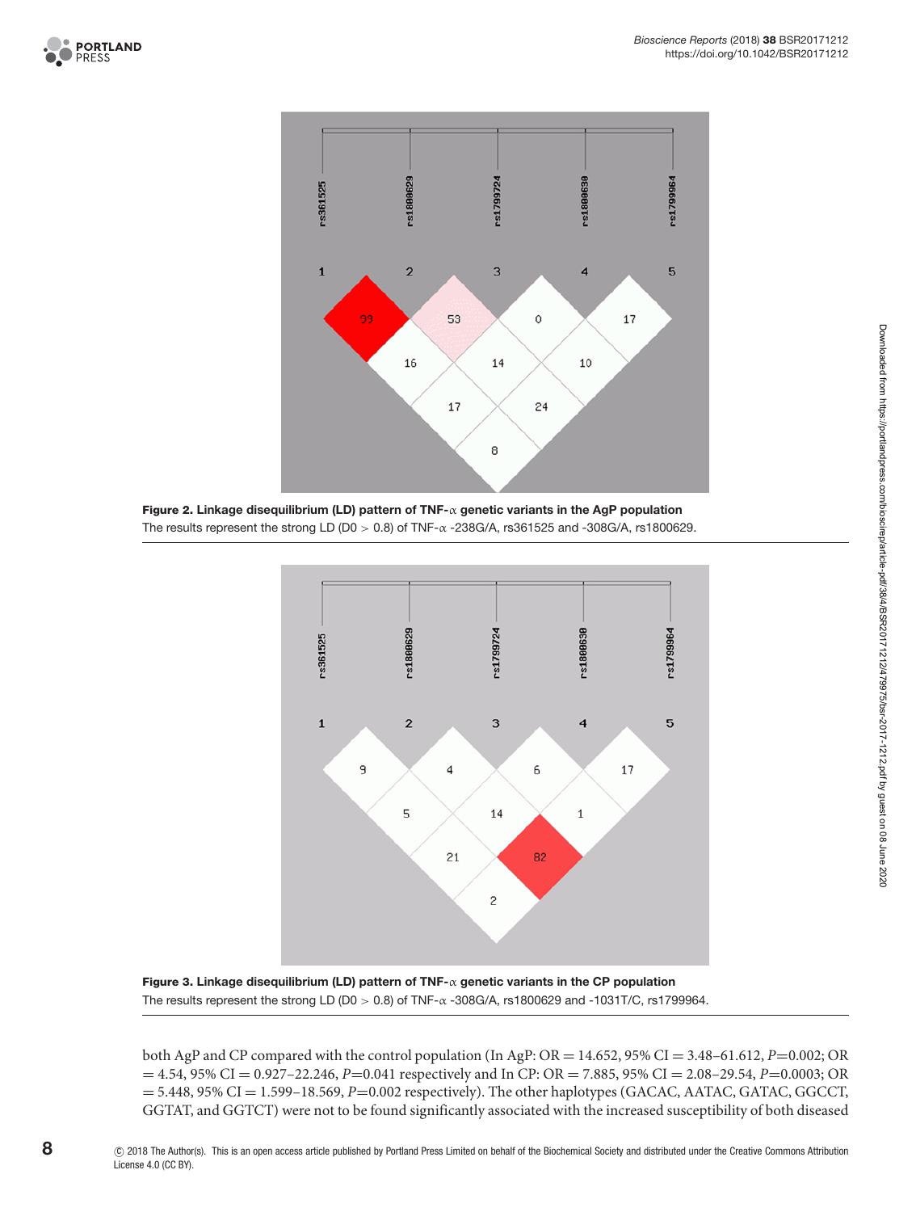**Figure 2. Linkage disequilibrium (LD) pattern of TNF-α genetic variants in the AgP population**
The results represent the strong LD (D0 > 0.8) of TNF-α -238G/A, rs361525 and -308G/A, rs1800629.

**Figure 3. Linkage disequilibrium (LD) pattern of TNF-α genetic variants in the CP population**
The results represent the strong LD (D0 > 0.8) of TNF-α -308G/A, rs1800629 and -1031T/C, rs1799964.

both AgP and CP compared with the control population (In AgP: OR = 14.652, 95% CI = 3.48–61.612, $P$=0.002; OR = 4.54, 95% CI = 0.927–22.246, $P$=0.041 respectively and In CP: OR = 7.885, 95% CI = 2.08–29.54, $P$=0.0003; OR = 5.448, 95% CI = 1.599–18.569, $P$=0.002 respectively). The other haplotypes (GACAC, AATAC, GATAC, GGCCT, GGTAT, and GGTCT) were not to be found significantly associated with the increased susceptibility of both diseased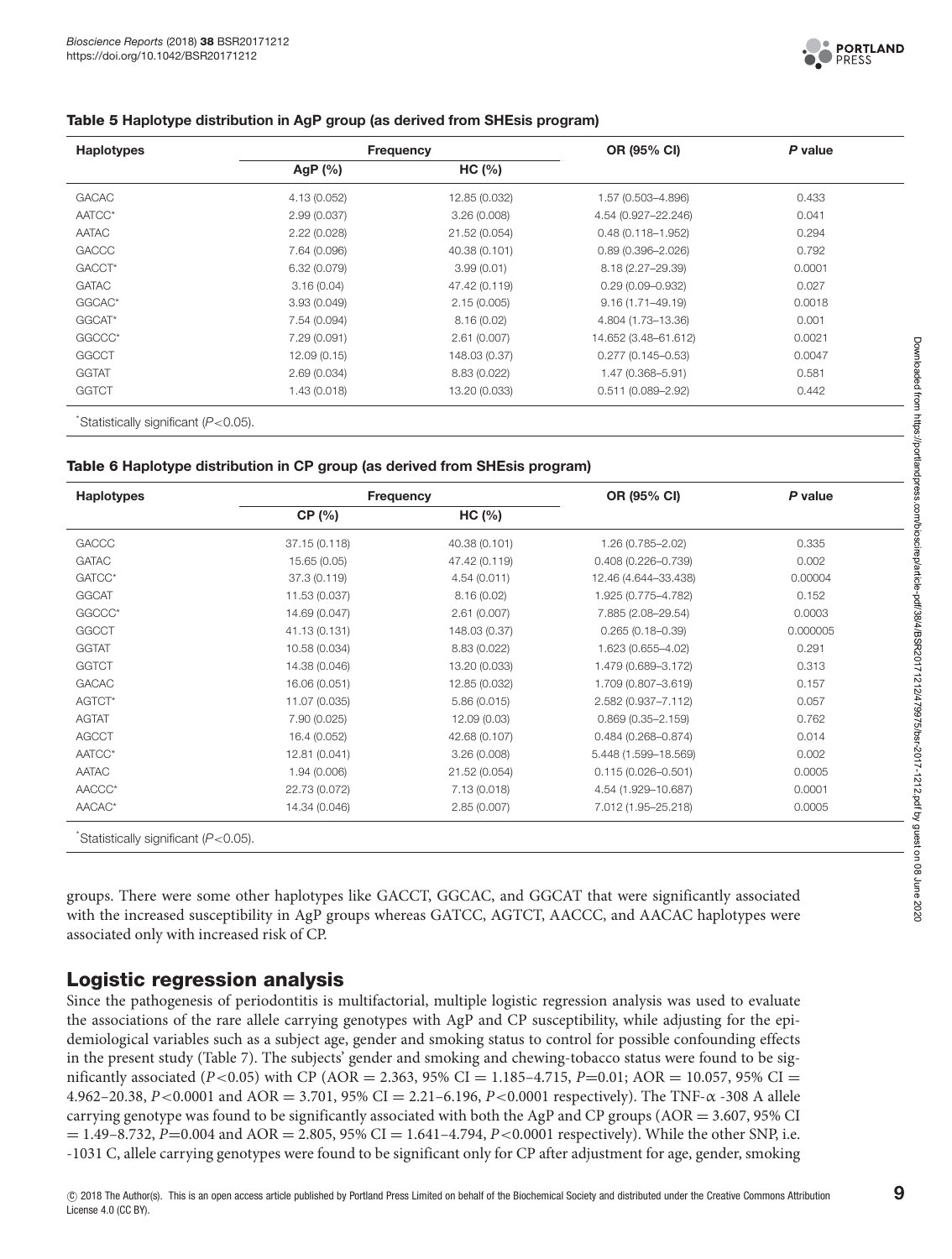**Table 5 Haplotype distribution in AgP group (as derived from SHEsis program)**

| Haplotypes | Frequency | | OR (95% CI) | *P* value |
|---|---|---|---|---|
| | AgP (%) | HC (%) | | |
| GACAC | 4.13 (0.052) | 12.85 (0.032) | 1.57 (0.503–4.896) | 0.433 |
| AATCC* | 2.99 (0.037) | 3.26 (0.008) | 4.54 (0.927–22.246) | 0.041 |
| AATAC | 2.22 (0.028) | 21.52 (0.054) | 0.48 (0.118–1.952) | 0.294 |
| GACCC | 7.64 (0.096) | 40.38 (0.101) | 0.89 (0.396–2.026) | 0.792 |
| GACCT* | 6.32 (0.079) | 3.99 (0.01) | 8.18 (2.27–29.39) | 0.0001 |
| GATAC | 3.16 (0.04) | 47.42 (0.119) | 0.29 (0.09–0.932) | 0.027 |
| GGCAC* | 3.93 (0.049) | 2.15 (0.005) | 9.16 (1.71–49.19) | 0.0018 |
| GGCAT* | 7.54 (0.094) | 8.16 (0.02) | 4.804 (1.73–13.36) | 0.001 |
| GGCCC* | 7.29 (0.091) | 2.61 (0.007) | 14.652 (3.48–61.612) | 0.0021 |
| GGCCT | 12.09 (0.15) | 148.03 (0.37) | 0.277 (0.145–0.53) | 0.0047 |
| GGTAT | 2.69 (0.034) | 8.83 (0.022) | 1.47 (0.368–5.91) | 0.581 |
| GGTCT | 1.43 (0.018) | 13.20 (0.033) | 0.511 (0.089–2.92) | 0.442 |

*Statistically significant ($P<0.05$).

**Table 6 Haplotype distribution in CP group (as derived from SHEsis program)**

| Haplotypes | Frequency | | OR (95% CI) | *P* value |
|---|---|---|---|---|
| | CP (%) | HC (%) | | |
| GACCC | 37.15 (0.118) | 40.38 (0.101) | 1.26 (0.785–2.02) | 0.335 |
| GATAC | 15.65 (0.05) | 47.42 (0.119) | 0.408 (0.226–0.739) | 0.002 |
| GATCC* | 37.3 (0.119) | 4.54 (0.011) | 12.46 (4.644–33.438) | 0.00004 |
| GGCAT | 11.53 (0.037) | 8.16 (0.02) | 1.925 (0.775–4.782) | 0.152 |
| GGCCC* | 14.69 (0.047) | 2.61 (0.007) | 7.885 (2.08–29.54) | 0.0003 |
| GGCCT | 41.13 (0.131) | 148.03 (0.37) | 0.265 (0.18–0.39) | 0.000005 |
| GGTAT | 10.58 (0.034) | 8.83 (0.022) | 1.623 (0.655–4.02) | 0.291 |
| GGTCT | 14.38 (0.046) | 13.20 (0.033) | 1.479 (0.689–3.172) | 0.313 |
| GACAC | 16.06 (0.051) | 12.85 (0.032) | 1.709 (0.807–3.619) | 0.157 |
| AGTCT* | 11.07 (0.035) | 5.86 (0.015) | 2.582 (0.937–7.112) | 0.057 |
| AGTAT | 7.90 (0.025) | 12.09 (0.03) | 0.869 (0.35–2.159) | 0.762 |
| AGCCT | 16.4 (0.052) | 42.68 (0.107) | 0.484 (0.268–0.874) | 0.014 |
| AATCC* | 12.81 (0.041) | 3.26 (0.008) | 5.448 (1.599–18.569) | 0.002 |
| AATAC | 1.94 (0.006) | 21.52 (0.054) | 0.115 (0.026–0.501) | 0.0005 |
| AACCC* | 22.73 (0.072) | 7.13 (0.018) | 4.54 (1.929–10.687) | 0.0001 |
| AACAC* | 14.34 (0.046) | 2.85 (0.007) | 7.012 (1.95–25.218) | 0.0005 |

*Statistically significant ($P<0.05$).

groups. There were some other haplotypes like GACCT, GGCAC, and GGCAT that were significantly associated with the increased susceptibility in AgP groups whereas GATCC, AGTCT, AACCC, and AACAC haplotypes were associated only with increased risk of CP.

## Logistic regression analysis

Since the pathogenesis of periodontitis is multifactorial, multiple logistic regression analysis was used to evaluate the associations of the rare allele carrying genotypes with AgP and CP susceptibility, while adjusting for the epidemiological variables such as a subject age, gender and smoking status to control for possible confounding effects in the present study (Table 7). The subjects' gender and smoking and chewing-tobacco status were found to be significantly associated ($P<0.05$) with CP (AOR = 2.363, 95% CI = 1.185–4.715, $P$=0.01; AOR = 10.057, 95% CI = 4.962–20.38, $P<0.0001$ and AOR = 3.701, 95% CI = 2.21–6.196, $P<0.0001$ respectively). The TNF-α -308 A allele carrying genotype was found to be significantly associated with both the AgP and CP groups (AOR = 3.607, 95% CI = 1.49–8.732, $P$=0.004 and AOR = 2.805, 95% CI = 1.641–4.794, $P<0.0001$ respectively). While the other SNP, i.e. -1031 C, allele carrying genotypes were found to be significant only for CP after adjustment for age, gender, smoking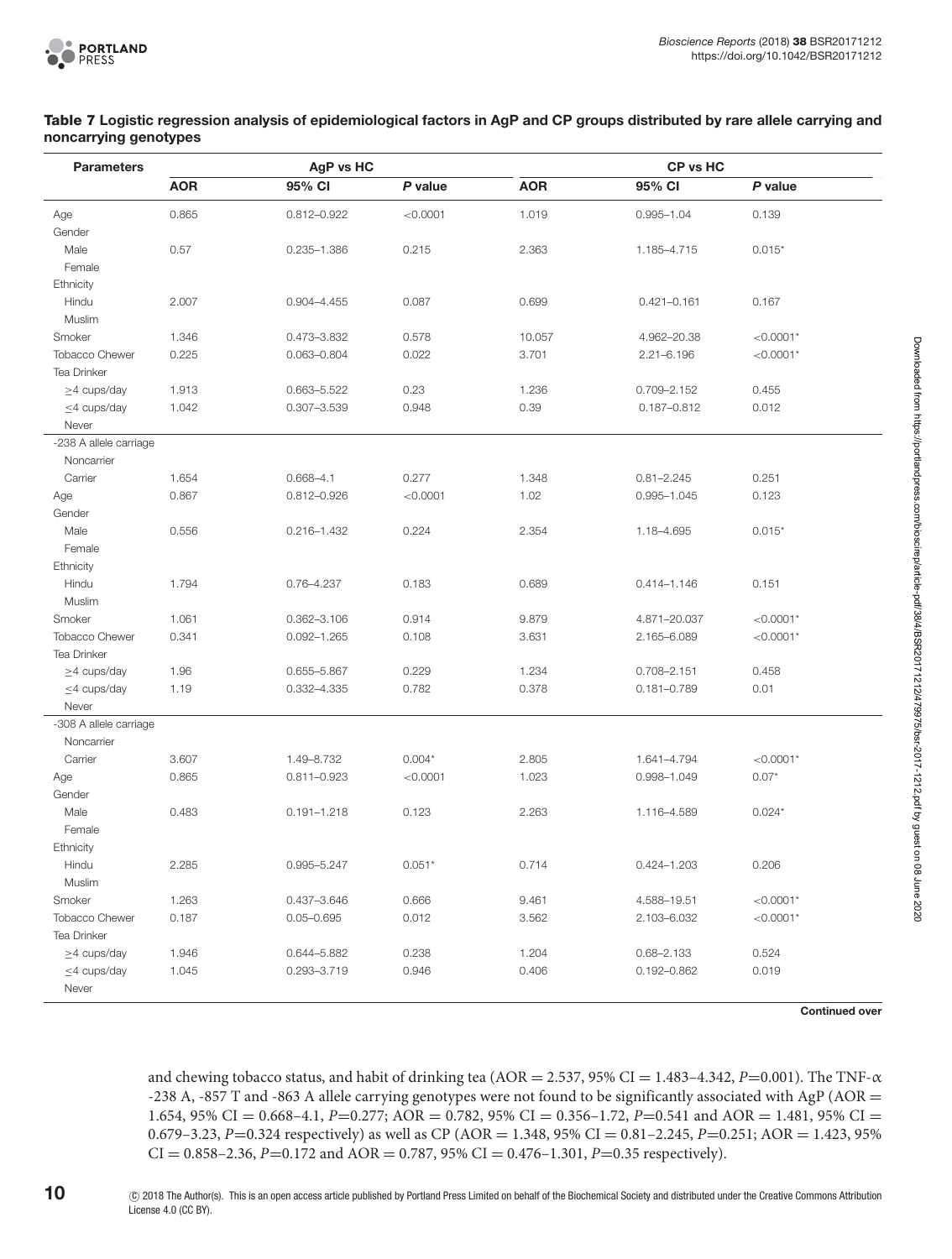**Table 7 Logistic regression analysis of epidemiological factors in AgP and CP groups distributed by rare allele carrying and noncarrying genotypes**

| Parameters | AgP vs HC | | | CP vs HC | | |
|---|---|---|---|---|---|---|
| | AOR | 95% CI | *P* value | AOR | 95% CI | *P* value |
| Age | 0.865 | 0.812–0.922 | <0.0001 | 1.019 | 0.995–1.04 | 0.139 |
| Gender | | | | | | |
| Male | 0.57 | 0.235–1.386 | 0.215 | 2.363 | 1.185–4.715 | 0.015* |
| Female | | | | | | |
| Ethnicity | | | | | | |
| Hindu | 2.007 | 0.904–4.455 | 0.087 | 0.699 | 0.421–0.161 | 0.167 |
| Muslim | | | | | | |
| Smoker | 1.346 | 0.473–3.832 | 0.578 | 10.057 | 4.962–20.38 | <0.0001* |
| Tobacco Chewer | 0.225 | 0.063–0.804 | 0.022 | 3.701 | 2.21–6.196 | <0.0001* |
| Tea Drinker | | | | | | |
| ≥4 cups/day | 1.913 | 0.663–5.522 | 0.23 | 1.236 | 0.709–2.152 | 0.455 |
| ≤4 cups/day | 1.042 | 0.307–3.539 | 0.948 | 0.39 | 0.187–0.812 | 0.012 |
| Never | | | | | | |
| -238 A allele carriage | | | | | | |
| Noncarrier | | | | | | |
| Carrier | 1.654 | 0.668–4.1 | 0.277 | 1.348 | 0.81–2.245 | 0.251 |
| Age | 0.867 | 0.812–0.926 | <0.0001 | 1.02 | 0.995–1.045 | 0.123 |
| Gender | | | | | | |
| Male | 0.556 | 0.216–1.432 | 0.224 | 2.354 | 1.18–4.695 | 0.015* |
| Female | | | | | | |
| Ethnicity | | | | | | |
| Hindu | 1.794 | 0.76–4.237 | 0.183 | 0.689 | 0.414–1.146 | 0.151 |
| Muslim | | | | | | |
| Smoker | 1.061 | 0.362–3.106 | 0.914 | 9.879 | 4.871–20.037 | <0.0001* |
| Tobacco Chewer | 0.341 | 0.092–1.265 | 0.108 | 3.631 | 2.165–6.089 | <0.0001* |
| Tea Drinker | | | | | | |
| ≥4 cups/day | 1.96 | 0.655–5.867 | 0.229 | 1.234 | 0.708–2.151 | 0.458 |
| ≤4 cups/day | 1.19 | 0.332–4.335 | 0.782 | 0.378 | 0.181–0.789 | 0.01 |
| Never | | | | | | |
| -308 A allele carriage | | | | | | |
| Noncarrier | | | | | | |
| Carrier | 3.607 | 1.49–8.732 | 0.004* | 2.805 | 1.641–4.794 | <0.0001* |
| Age | 0.865 | 0.811–0.923 | <0.0001 | 1.023 | 0.998–1.049 | 0.07* |
| Gender | | | | | | |
| Male | 0.483 | 0.191–1.218 | 0.123 | 2.263 | 1.116–4.589 | 0.024* |
| Female | | | | | | |
| Ethnicity | | | | | | |
| Hindu | 2.285 | 0.995–5.247 | 0.051* | 0.714 | 0.424–1.203 | 0.206 |
| Muslim | | | | | | |
| Smoker | 1.263 | 0.437–3.646 | 0.666 | 9.461 | 4.588–19.51 | <0.0001* |
| Tobacco Chewer | 0.187 | 0.05–0.695 | 0.012 | 3.562 | 2.103–6.032 | <0.0001* |
| Tea Drinker | | | | | | |
| ≥4 cups/day | 1.946 | 0.644–5.882 | 0.238 | 1.204 | 0.68–2.133 | 0.524 |
| ≤4 cups/day | 1.045 | 0.293–3.719 | 0.946 | 0.406 | 0.192–0.862 | 0.019 |
| Never | | | | | | |

**Continued over**

and chewing tobacco status, and habit of drinking tea (AOR = 2.537, 95% CI = 1.483–4.342, *P*=0.001). The TNF-α -238 A, -857 T and -863 A allele carrying genotypes were not found to be significantly associated with AgP (AOR = 1.654, 95% CI = 0.668–4.1, *P*=0.277; AOR = 0.782, 95% CI = 0.356–1.72, *P*=0.541 and AOR = 1.481, 95% CI = 0.679–3.23, *P*=0.324 respectively) as well as CP (AOR = 1.348, 95% CI = 0.81–2.245, *P*=0.251; AOR = 1.423, 95% CI = 0.858–2.36, *P*=0.172 and AOR = 0.787, 95% CI = 0.476–1.301, *P*=0.35 respectively).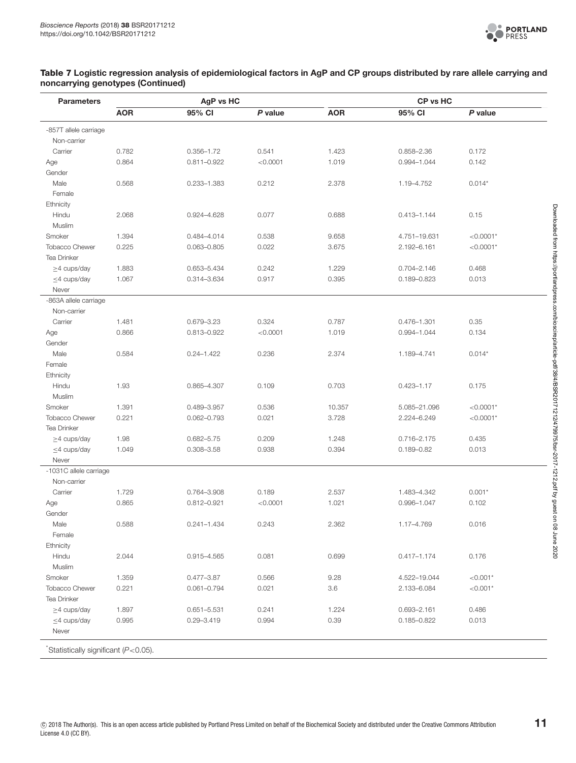**Table 7 Logistic regression analysis of epidemiological factors in AgP and CP groups distributed by rare allele carrying and noncarrying genotypes (Continued)**

| Parameters | AgP vs HC | | | CP vs HC | | |
|---|---|---|---|---|---|---|
| | AOR | 95% CI | *P* value | AOR | 95% CI | *P* value |
| -857T allele carriage | | | | | | |
| Non-carrier | | | | | | |
| Carrier | 0.782 | 0.356–1.72 | 0.541 | 1.423 | 0.858–2.36 | 0.172 |
| Age | 0.864 | 0.811–0.922 | <0.0001 | 1.019 | 0.994–1.044 | 0.142 |
| Gender | | | | | | |
| Male | 0.568 | 0.233–1.383 | 0.212 | 2.378 | 1.19–4.752 | 0.014* |
| Female | | | | | | |
| Ethnicity | | | | | | |
| Hindu | 2.068 | 0.924–4.628 | 0.077 | 0.688 | 0.413–1.144 | 0.15 |
| Muslim | | | | | | |
| Smoker | 1.394 | 0.484–4.014 | 0.538 | 9.658 | 4.751–19.631 | <0.0001* |
| Tobacco Chewer | 0.225 | 0.063–0.805 | 0.022 | 3.675 | 2.192–6.161 | <0.0001* |
| Tea Drinker | | | | | | |
| ≥4 cups/day | 1.883 | 0.653–5.434 | 0.242 | 1.229 | 0.704–2.146 | 0.468 |
| ≤4 cups/day | 1.067 | 0.314–3.634 | 0.917 | 0.395 | 0.189–0.823 | 0.013 |
| Never | | | | | | |
| -863A allele carriage | | | | | | |
| Non-carrier | | | | | | |
| Carrier | 1.481 | 0.679–3.23 | 0.324 | 0.787 | 0.476–1.301 | 0.35 |
| Age | 0.866 | 0.813–0.922 | <0.0001 | 1.019 | 0.994–1.044 | 0.134 |
| Gender | | | | | | |
| Male | 0.584 | 0.24–1.422 | 0.236 | 2.374 | 1.189–4.741 | 0.014* |
| Female | | | | | | |
| Ethnicity | | | | | | |
| Hindu | 1.93 | 0.865–4.307 | 0.109 | 0.703 | 0.423–1.17 | 0.175 |
| Muslim | | | | | | |
| Smoker | 1.391 | 0.489–3.957 | 0.536 | 10.357 | 5.085–21.096 | <0.0001* |
| Tobacco Chewer | 0.221 | 0.062–0.793 | 0.021 | 3.728 | 2.224–6.249 | <0.0001* |
| Tea Drinker | | | | | | |
| ≥4 cups/day | 1.98 | 0.682–5.75 | 0.209 | 1.248 | 0.716–2.175 | 0.435 |
| ≤4 cups/day | 1.049 | 0.308–3.58 | 0.938 | 0.394 | 0.189–0.82 | 0.013 |
| Never | | | | | | |
| -1031C allele carriage | | | | | | |
| Non-carrier | | | | | | |
| Carrier | 1.729 | 0.764–3.908 | 0.189 | 2.537 | 1.483–4.342 | 0.001* |
| Age | 0.865 | 0.812–0.921 | <0.0001 | 1.021 | 0.996–1.047 | 0.102 |
| Gender | | | | | | |
| Male | 0.588 | 0.241–1.434 | 0.243 | 2.362 | 1.17–4.769 | 0.016 |
| Female | | | | | | |
| Ethnicity | | | | | | |
| Hindu | 2.044 | 0.915–4.565 | 0.081 | 0.699 | 0.417–1.174 | 0.176 |
| Muslim | | | | | | |
| Smoker | 1.359 | 0.477–3.87 | 0.566 | 9.28 | 4.522–19.044 | <0.001* |
| Tobacco Chewer | 0.221 | 0.061–0.794 | 0.021 | 3.6 | 2.133–6.084 | <0.001* |
| Tea Drinker | | | | | | |
| ≥4 cups/day | 1.897 | 0.651–5.531 | 0.241 | 1.224 | 0.693–2.161 | 0.486 |
| ≤4 cups/day | 0.995 | 0.29–3.419 | 0.994 | 0.39 | 0.185–0.822 | 0.013 |
| Never | | | | | | |

*Statistically significant ($P<0.05$).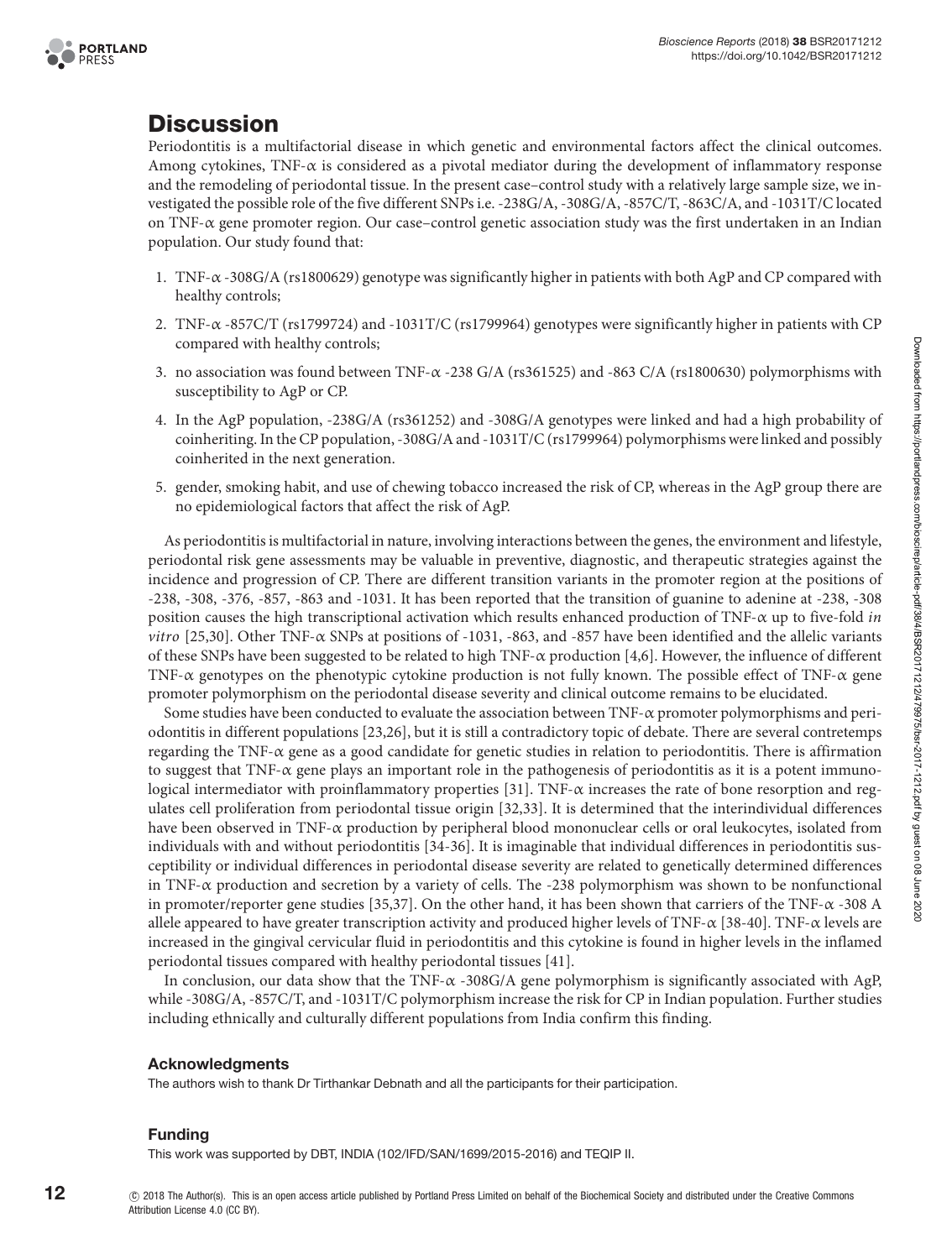## Discussion

Periodontitis is a multifactorial disease in which genetic and environmental factors affect the clinical outcomes. Among cytokines, TNF-α is considered as a pivotal mediator during the development of inflammatory response and the remodeling of periodontal tissue. In the present case–control study with a relatively large sample size, we investigated the possible role of the five different SNPs i.e. -238G/A, -308G/A, -857C/T, -863C/A, and -1031T/C located on TNF-α gene promoter region. Our case–control genetic association study was the first undertaken in an Indian population. Our study found that:

1. TNF-α -308G/A (rs1800629) genotype was significantly higher in patients with both AgP and CP compared with healthy controls;
2. TNF-α -857C/T (rs1799724) and -1031T/C (rs1799964) genotypes were significantly higher in patients with CP compared with healthy controls;
3. no association was found between TNF-α -238 G/A (rs361525) and -863 C/A (rs1800630) polymorphisms with susceptibility to AgP or CP.
4. In the AgP population, -238G/A (rs361252) and -308G/A genotypes were linked and had a high probability of coinheriting. In the CP population, -308G/A and -1031T/C (rs1799964) polymorphisms were linked and possibly coinherited in the next generation.
5. gender, smoking habit, and use of chewing tobacco increased the risk of CP, whereas in the AgP group there are no epidemiological factors that affect the risk of AgP.

As periodontitis is multifactorial in nature, involving interactions between the genes, the environment and lifestyle, periodontal risk gene assessments may be valuable in preventive, diagnostic, and therapeutic strategies against the incidence and progression of CP. There are different transition variants in the promoter region at the positions of -238, -308, -376, -857, -863 and -1031. It has been reported that the transition of guanine to adenine at -238, -308 position causes the high transcriptional activation which results enhanced production of TNF-α up to five-fold *in vitro* [25,30]. Other TNF-α SNPs at positions of -1031, -863, and -857 have been identified and the allelic variants of these SNPs have been suggested to be related to high TNF-α production [4,6]. However, the influence of different TNF-α genotypes on the phenotypic cytokine production is not fully known. The possible effect of TNF-α gene promoter polymorphism on the periodontal disease severity and clinical outcome remains to be elucidated.

Some studies have been conducted to evaluate the association between TNF-α promoter polymorphisms and periodontitis in different populations [23,26], but it is still a contradictory topic of debate. There are several contretemps regarding the TNF-α gene as a good candidate for genetic studies in relation to periodontitis. There is affirmation to suggest that TNF-α gene plays an important role in the pathogenesis of periodontitis as it is a potent immunological intermediator with proinflammatory properties [31]. TNF-α increases the rate of bone resorption and regulates cell proliferation from periodontal tissue origin [32,33]. It is determined that the interindividual differences have been observed in TNF-α production by peripheral blood mononuclear cells or oral leukocytes, isolated from individuals with and without periodontitis [34-36]. It is imaginable that individual differences in periodontitis susceptibility or individual differences in periodontal disease severity are related to genetically determined differences in TNF-α production and secretion by a variety of cells. The -238 polymorphism was shown to be nonfunctional in promoter/reporter gene studies [35,37]. On the other hand, it has been shown that carriers of the TNF-α -308 A allele appeared to have greater transcription activity and produced higher levels of TNF-α [38-40]. TNF-α levels are increased in the gingival cervicular fluid in periodontitis and this cytokine is found in higher levels in the inflamed periodontal tissues compared with healthy periodontal tissues [41].

In conclusion, our data show that the TNF-α -308G/A gene polymorphism is significantly associated with AgP, while -308G/A, -857C/T, and -1031T/C polymorphism increase the risk for CP in Indian population. Further studies including ethnically and culturally different populations from India confirm this finding.

### Acknowledgments

The authors wish to thank Dr Tirthankar Debnath and all the participants for their participation.

### Funding

This work was supported by DBT, INDIA (102/IFD/SAN/1699/2015-2016) and TEQIP II.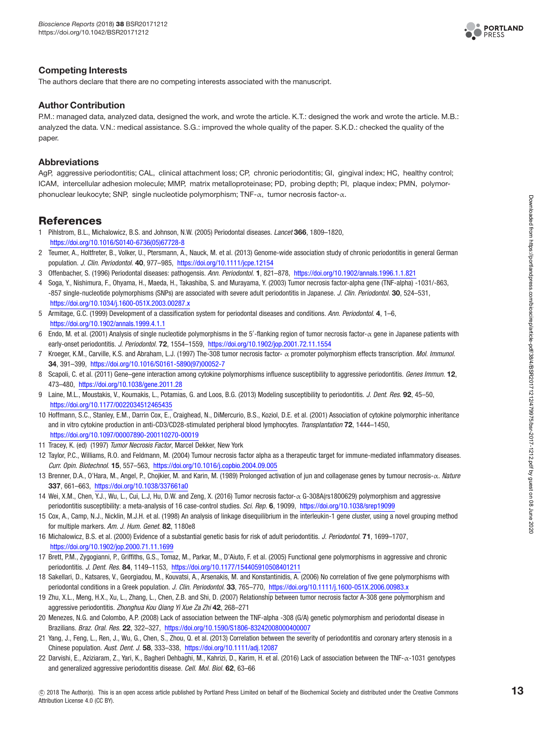## Competing Interests

The authors declare that there are no competing interests associated with the manuscript.

## Author Contribution

P.M.: managed data, analyzed data, designed the work, and wrote the article. K.T.: designed the work and wrote the article. M.B.: analyzed the data. V.N.: medical assistance. S.G.: improved the whole quality of the paper. S.K.D.: checked the quality of the paper.

## Abbreviations

AgP, aggressive periodontitis; CAL, clinical attachment loss; CP, chronic periodontitis; GI, gingival index; HC, healthy control; ICAM, intercellular adhesion molecule; MMP, matrix metalloproteinase; PD, probing depth; PI, plaque index; PMN, polymorphonuclear leukocyte; SNP, single nucleotide polymorphism; TNF-α, tumor necrosis factor-α.

# References

1. Pihlstrom, B.L., Michalowicz, B.S. and Johnson, N.W. (2005) Periodontal diseases. *Lancet* **366**, 1809–1820, https://doi.org/10.1016/S0140-6736(05)67728-8
2. Teumer, A., Holtfreter, B., Volker, U., Ptersmann, A., Nauck, M. et al. (2013) Genome-wide association study of chronic periodontitis in general German population. *J. Clin. Periodontol.* **40**, 977–985, https://doi.org/10.1111/jcpe.12154
3. Offenbacher, S. (1996) Periodontal diseases: pathogensis. *Ann. Periodontol.* **1**, 821–878, https://doi.org/10.1902/annals.1996.1.1.821
4. Soga, Y., Nishimura, F., Ohyama, H., Maeda, H., Takashiba, S. and Murayama, Y. (2003) Tumor necrosis factor-alpha gene (TNF-alpha) -1031/-863, -857 single-nucleotide polymorphisms (SNPs) are associated with severe adult periodontitis in Japanese. *J. Clin. Periodontol.* **30**, 524–531, https://doi.org/10.1034/j.1600-051X.2003.00287.x
5. Armitage, G.C. (1999) Development of a classification system for periodontal diseases and conditions. *Ann. Periodontol.* **4**, 1–6, https://doi.org/10.1902/annals.1999.4.1.1
6. Endo, M. et al. (2001) Analysis of single nucleotide polymorphisms in the 5′-flanking region of tumor necrosis factor-α gene in Japanese patients with early-onset periodontitis. *J. Periodontol.* **72**, 1554–1559, https://doi.org/10.1902/jop.2001.72.11.1554
7. Kroeger, K.M., Carville, K.S. and Abraham, L.J. (1997) The-308 tumor necrosis factor- α promoter polymorphism effects transcription. *Mol. Immunol.* **34**, 391–399, https://doi.org/10.1016/S0161-5890(97)00052-7
8. Scapoli, C. et al. (2011) Gene–gene interaction among cytokine polymorphisms influence susceptibility to aggressive periodontitis. *Genes Immun.* **12**, 473–480, https://doi.org/10.1038/gene.2011.28
9. Laine, M.L., Moustakis, V., Koumakis, L., Potamias, G. and Loos, B.G. (2013) Modeling susceptibility to periodontitis. *J. Dent. Res.* **92**, 45–50, https://doi.org/10.1177/0022034512465435
10. Hoffmann, S.C., Stanley, E.M., Darrin Cox, E., Craighead, N., DiMercurio, B.S., Koziol, D.E. et al. (2001) Association of cytokine polymorphic inheritance and in vitro cytokine production in anti-CD3/CD28-stimulated peripheral blood lymphocytes. *Transplantation* **72**, 1444–1450, https://doi.org/10.1097/00007890-200110270-00019
11. Tracey, K. (ed) (1997) *Tumor Necrosis Factor*, Marcel Dekker, New York
12. Taylor, P.C., Williams, R.O. and Feldmann, M. (2004) Tumour necrosis factor alpha as a therapeutic target for immune-mediated inflammatory diseases. *Curr. Opin. Biotechnol.* **15**, 557–563, https://doi.org/10.1016/j.copbio.2004.09.005
13. Brenner, D.A., O'Hara, M., Angel, P., Chojkier, M. and Karin, M. (1989) Prolonged activation of jun and collagenase genes by tumour necrosis-α. *Nature* **337**, 661–663, https://doi.org/10.1038/337661a0
14. Wei, X.M., Chen, Y.J., Wu, L., Cui, L.J, Hu, D.W. and Zeng, X. (2016) Tumor necrosis factor-α G-308A(rs1800629) polymorphism and aggressive periodontitis susceptibility: a meta-analysis of 16 case-control studies. *Sci. Rep.* **6**, 19099, https://doi.org/10.1038/srep19099
15. Cox, A., Camp, N.J., Nicklin, M.J.H. et al. (1998) An analysis of linkage disequilibrium in the interleukin-1 gene cluster, using a novel grouping method for multiple markers. *Am. J. Hum. Genet.* **82**, 1180e8
16. Michalowicz, B.S. et al. (2000) Evidence of a substantial genetic basis for risk of adult periodontitis. *J. Periodontol.* **71**, 1699–1707, https://doi.org/10.1902/jop.2000.71.11.1699
17. Brett, P.M., Zygogianni, P., Griffiths, G.S., Tomaz, M., Parkar, M., D'Aiuto, F. et al. (2005) Functional gene polymorphisms in aggressive and chronic periodontitis. *J. Dent. Res.* **84**, 1149–1153, https://doi.org/10.1177/154405910508401211
18. Sakellari, D., Katsares, V., Georgiadou, M., Kouvatsi, A., Arsenakis, M. and Konstantinidis, A. (2006) No correlation of five gene polymorphisms with periodontal conditions in a Greek population. *J. Clin. Periodontol.* **33**, 765–770, https://doi.org/10.1111/j.1600-051X.2006.00983.x
19. Zhu, X.L., Meng, H.X., Xu, L., Zhang, L., Chen, Z.B. and Shi, D. (2007) Relationship between tumor necrosis factor A-308 gene polymorphism and aggressive periodontitis. *Zhonghua Kou Qiang Yi Xue Za Zhi* **42**, 268–271
20. Menezes, N.G. and Colombo, A.P. (2008) Lack of association between the TNF-alpha -308 (G/A) genetic polymorphism and periodontal disease in Brazilians. *Braz. Oral. Res.* **22**, 322–327, https://doi.org/10.1590/S1806-83242008000400007
21. Yang, J., Feng, L., Ren, J., Wu, G., Chen, S., Zhou, Q. et al. (2013) Correlation between the severity of periodontitis and coronary artery stenosis in a Chinese population. *Aust. Dent. J.* **58**, 333–338, https://doi.org/10.1111/adj.12087
22. Darvishi, E., Aziziaram, Z., Yari, K., Bagheri Dehbaghi, M., Kahrizi, D., Karim, H. et al. (2016) Lack of association between the TNF-α-1031 genotypes and generalized aggressive periodontitis disease. *Cell. Mol. Biol.* **62**, 63–66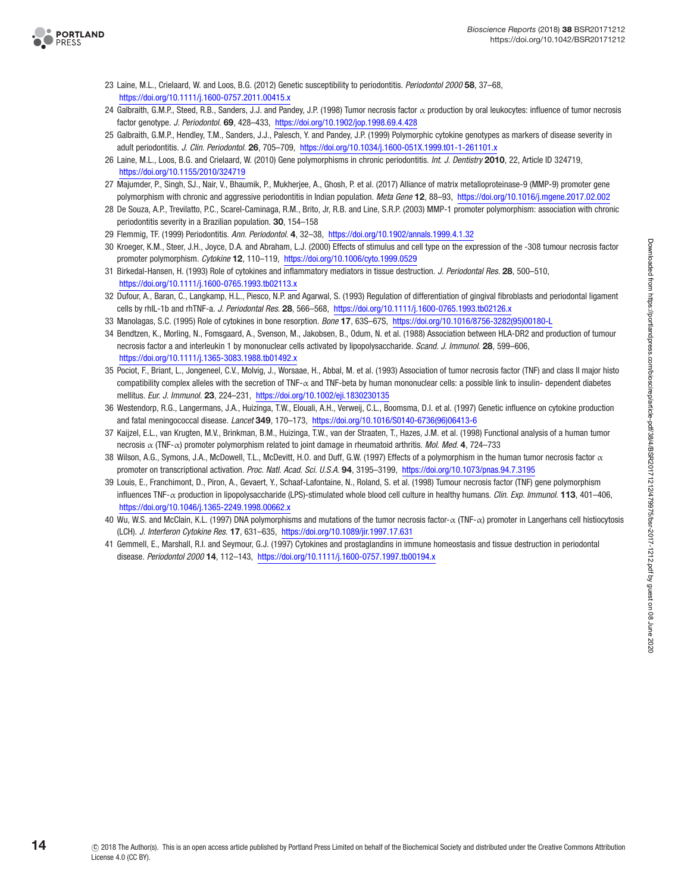23 Laine, M.L., Crielaard, W. and Loos, B.G. (2012) Genetic susceptibility to periodontitis. *Periodontol 2000* **58**, 37–68, https://doi.org/10.1111/j.1600-0757.2011.00415.x

24 Galbraith, G.M.P., Steed, R.B., Sanders, J.J. and Pandey, J.P. (1998) Tumor necrosis factor α production by oral leukocytes: influence of tumor necrosis factor genotype. *J. Periodontol.* **69**, 428–433, https://doi.org/10.1902/jop.1998.69.4.428

25 Galbraith, G.M.P., Hendley, T.M., Sanders, J.J., Palesch, Y. and Pandey, J.P. (1999) Polymorphic cytokine genotypes as markers of disease severity in adult periodontitis. *J. Clin. Periodontol.* **26**, 705–709, https://doi.org/10.1034/j.1600-051X.1999.t01-1-261101.x

26 Laine, M.L., Loos, B.G. and Crielaard, W. (2010) Gene polymorphisms in chronic periodontitis. *Int. J. Dentistry* **2010**, 22, Article ID 324719, https://doi.org/10.1155/2010/324719

27 Majumder, P., Singh, SJ., Nair, V., Bhaumik, P., Mukherjee, A., Ghosh, P. et al. (2017) Alliance of matrix metalloproteinase-9 (MMP-9) promoter gene polymorphism with chronic and aggressive periodontitis in Indian population. *Meta Gene* **12**, 88–93, https://doi.org/10.1016/j.mgene.2017.02.002

28 De Souza, A.P., Trevilatto, P.C., Scarel-Caminaga, R.M., Brito, Jr, R.B. and Line, S.R.P. (2003) MMP-1 promoter polymorphism: association with chronic periodontitis severity in a Brazilian population. **30**, 154–158

29 Flemmig, TF. (1999) Periodontitis. *Ann. Periodontol.* **4**, 32–38, https://doi.org/10.1902/annals.1999.4.1.32

30 Kroeger, K.M., Steer, J.H., Joyce, D.A. and Abraham, L.J. (2000) Effects of stimulus and cell type on the expression of the -308 tumour necrosis factor promoter polymorphism. *Cytokine* **12**, 110–119, https://doi.org/10.1006/cyto.1999.0529

31 Birkedal-Hansen, H. (1993) Role of cytokines and inflammatory mediators in tissue destruction. *J. Periodontal Res.* **28**, 500–510, https://doi.org/10.1111/j.1600-0765.1993.tb02113.x

32 Dufour, A., Baran, C., Langkamp, H.L., Piesco, N.P. and Agarwal, S. (1993) Regulation of differentiation of gingival fibroblasts and periodontal ligament cells by rhIL-1b and rhTNF-a. *J. Periodontal Res.* **28**, 566–568, https://doi.org/10.1111/j.1600-0765.1993.tb02126.x

33 Manolagas, S.C. (1995) Role of cytokines in bone resorption. *Bone* **17**, 63S–67S, https://doi.org/10.1016/8756-3282(95)00180-L

34 Bendtzen, K., Morling, N., Fomsgaard, A., Svenson, M., Jakobsen, B., Odum, N. et al. (1988) Association between HLA-DR2 and production of tumour necrosis factor a and interleukin 1 by mononuclear cells activated by lipopolysaccharide. *Scand. J. Immunol.* **28**, 599–606, https://doi.org/10.1111/j.1365-3083.1988.tb01492.x

35 Pociot, F., Briant, L., Jongeneel, C.V., Molvig, J., Worsaae, H., Abbal, M. et al. (1993) Association of tumor necrosis factor (TNF) and class II major histo compatibility complex alleles with the secretion of TNF-α and TNF-beta by human mononuclear cells: a possible link to insulin- dependent diabetes mellitus. *Eur. J. Immunol.* **23**, 224–231, https://doi.org/10.1002/eji.1830230135

36 Westendorp, R.G., Langermans, J.A., Huizinga, T.W., Elouali, A.H., Verweij, C.L., Boomsma, D.I. et al. (1997) Genetic influence on cytokine production and fatal meningococcal disease. *Lancet* **349**, 170–173, https://doi.org/10.1016/S0140-6736(96)06413-6

37 Kaijzel, E.L., van Krugten, M.V., Brinkman, B.M., Huizinga, T.W., van der Straaten, T., Hazes, J.M. et al. (1998) Functional analysis of a human tumor necrosis α (TNF-α) promoter polymorphism related to joint damage in rheumatoid arthritis. *Mol. Med.* **4**, 724–733

38 Wilson, A.G., Symons, J.A., McDowell, T.L., McDevitt, H.O. and Duff, G.W. (1997) Effects of a polymorphism in the human tumor necrosis factor α promoter on transcriptional activation. *Proc. Natl. Acad. Sci. U.S.A.* **94**, 3195–3199, https://doi.org/10.1073/pnas.94.7.3195

39 Louis, E., Franchimont, D., Piron, A., Gevaert, Y., Schaaf-Lafontaine, N., Roland, S. et al. (1998) Tumour necrosis factor (TNF) gene polymorphism influences TNF-α production in lipopolysaccharide (LPS)-stimulated whole blood cell culture in healthy humans. *Clin. Exp. Immunol.* **113**, 401–406, https://doi.org/10.1046/j.1365-2249.1998.00662.x

40 Wu, W.S. and McClain, K.L. (1997) DNA polymorphisms and mutations of the tumor necrosis factor-α (TNF-α) promoter in Langerhans cell histiocytosis (LCH). *J. Interferon Cytokine Res.* **17**, 631–635, https://doi.org/10.1089/jir.1997.17.631

41 Gemmell, E., Marshall, R.I. and Seymour, G.J. (1997) Cytokines and prostaglandins in immune homeostasis and tissue destruction in periodontal disease. *Periodontol 2000* **14**, 112–143, https://doi.org/10.1111/j.1600-0757.1997.tb00194.x